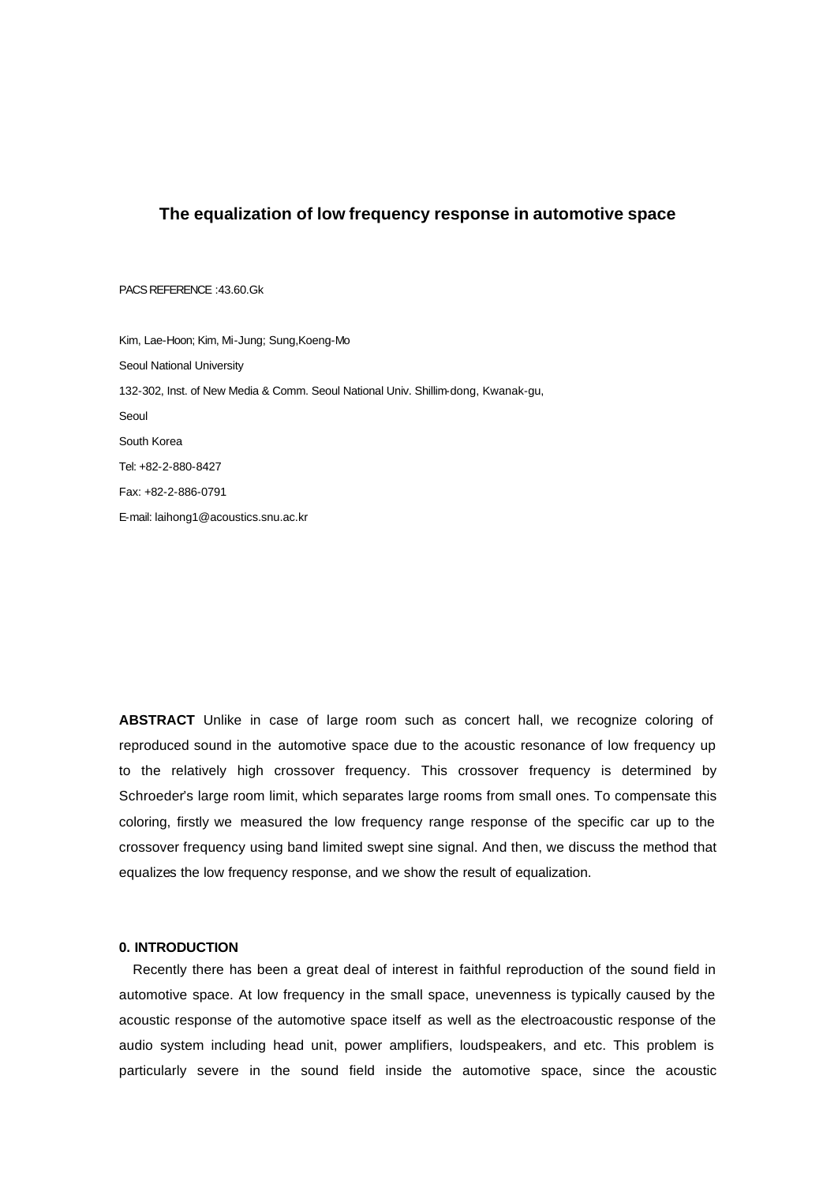# The equalization of low frequency response in automotive space

PACS REFERENCE :43.60.Gk

Kim, Lae-Hoon; Kim, Mi-Jung; Sung,Koeng-Mo

Seoul National University

132-302, Inst. of New Media & Comm. Seoul National Univ. Shillim-dong, Kwanak-gu,

Seoul

South Korea

Tel: +82-2-880-8427

Fax: +82-2-886-0791

E-mail: laihong1@acoustics.snu.ac.kr

**ABSTRACT** Unlike in case of large room such as concert hall, we recognize coloring of reproduced sound in the automotive space due to the acoustic resonance of low frequency up to the relatively high crossover frequency. This crossover frequency is determined by Schroeder's large room limit, which separates large rooms from small ones. To compensate this coloring, firstly we measured the low frequency range response of the specific car up to the crossover frequency using band limited swept sine signal. And then, we discuss the method that equalizes the low frequency response, and we show the result of equalization.

## 0. INTRODUCTION

Recently there has been a great deal of interest in faithful reproduction of the sound field in automotive space. At low frequency in the small space, unevenness is typically caused by the acoustic response of the automotive space itself as well as the electroacoustic response of the audio system including head unit, power amplifiers, loudspeakers, and etc. This problem is particularly severe in the sound field inside the automotive space, since the acoustic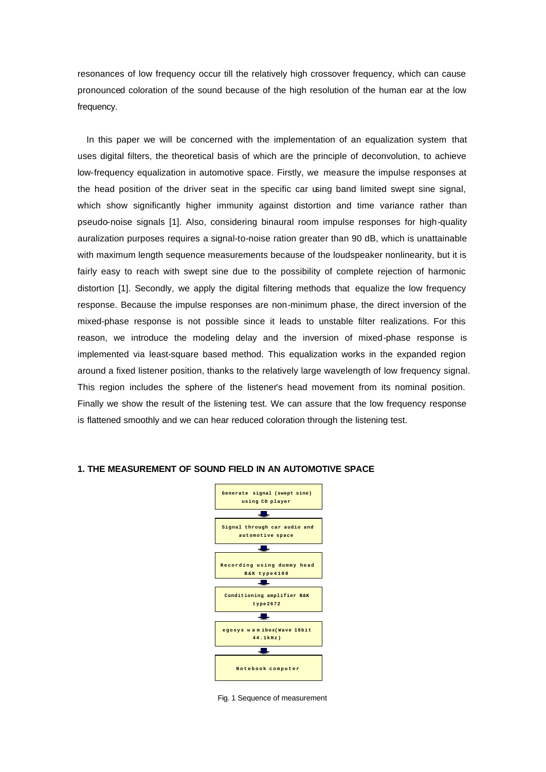resonances of low frequency occur till the relatively high crossover frequency, which can cause pronounced coloration of the sound because of the high resolution of the human ear at the low frequency.

In this paper we will be concerned with the implementation of an equalization system that uses digital filters, the theoretical basis of which are the principle of deconvolution, to achieve low-frequency equalization in automotive space. Firstly, we measure the impulse responses at the head position of the driver seat in the specific car using band limited swept sine signal, which show significantly higher immunity against distortion and time variance rather than pseudo-noise signals [1]. Also, considering binaural room impulse responses for high-quality auralization purposes requires a signal-to-noise ration greater than 90 dB, which is unattainable with maximum length sequence measurements because of the loudspeaker nonlinearity, but it is fairly easy to reach with swept sine due to the possibility of complete rejection of harmonic distortion [1]. Secondly, we apply the digital filtering methods that equalize the low frequency response. Because the impulse responses are non-minimum phase, the direct inversion of the mixed-phase response is not possible since it leads to unstable filter realizations. For this reason, we introduce the modeling delay and the inversion of mixed-phase response is implemented via least-square based method. This equalization works in the expanded region around a fixed listener position, thanks to the relatively large wavelength of low frequency signal. This region includes the sphere of the listener's head movement from its nominal position. Finally we show the result of the listening test. We can assure that the low frequency response is flattened smoothly and we can hear reduced coloration through the listening test.

## 1. THE MEASUREMENT OF SOUND FIELD IN AN AUTOMOTIVE SPACE

Generate signal (swept sine) using CD player
↓
Signal through car audio and automotive space
↓
Recording using dummy head B&K type4100
↓
Conditioning amplifier B&K type2672
↓
egosys wamibox(Wave 16bit 44.1kHz)
↓
Notebook computer

Fig. 1 Sequence of measurement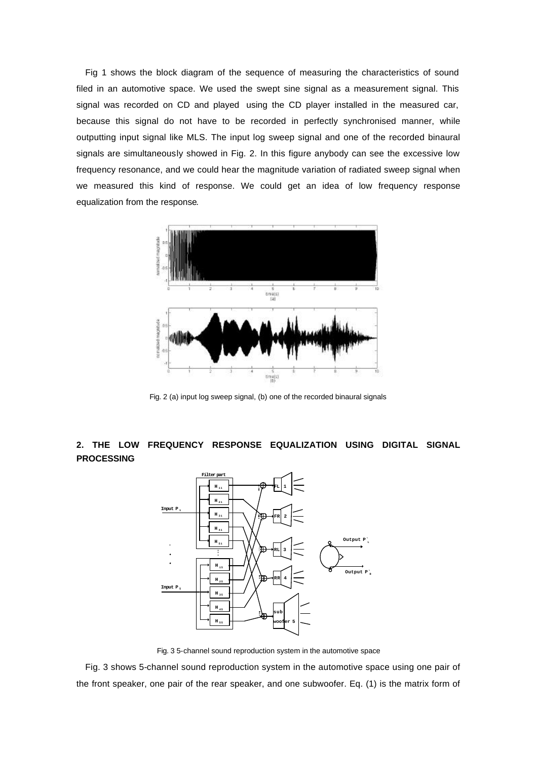Fig 1 shows the block diagram of the sequence of measuring the characteristics of sound filed in an automotive space. We used the swept sine signal as a measurement signal. This signal was recorded on CD and played using the CD player installed in the measured car, because this signal do not have to be recorded in perfectly synchronised manner, while outputting input signal like MLS. The input log sweep signal and one of the recorded binaural signals are simultaneously showed in Fig. 2. In this figure anybody can see the excessive low frequency resonance, and we could hear the magnitude variation of radiated sweep signal when we measured this kind of response. We could get an idea of low frequency response equalization from the response.

Fig. 2 (a) input log sweep signal, (b) one of the recorded binaural signals

## 2. THE LOW FREQUENCY RESPONSE EQUALIZATION USING DIGITAL SIGNAL PROCESSING

Fig. 3 5-channel sound reproduction system in the automotive space

Fig. 3 shows 5-channel sound reproduction system in the automotive space using one pair of the front speaker, one pair of the rear speaker, and one subwoofer. Eq. (1) is the matrix form of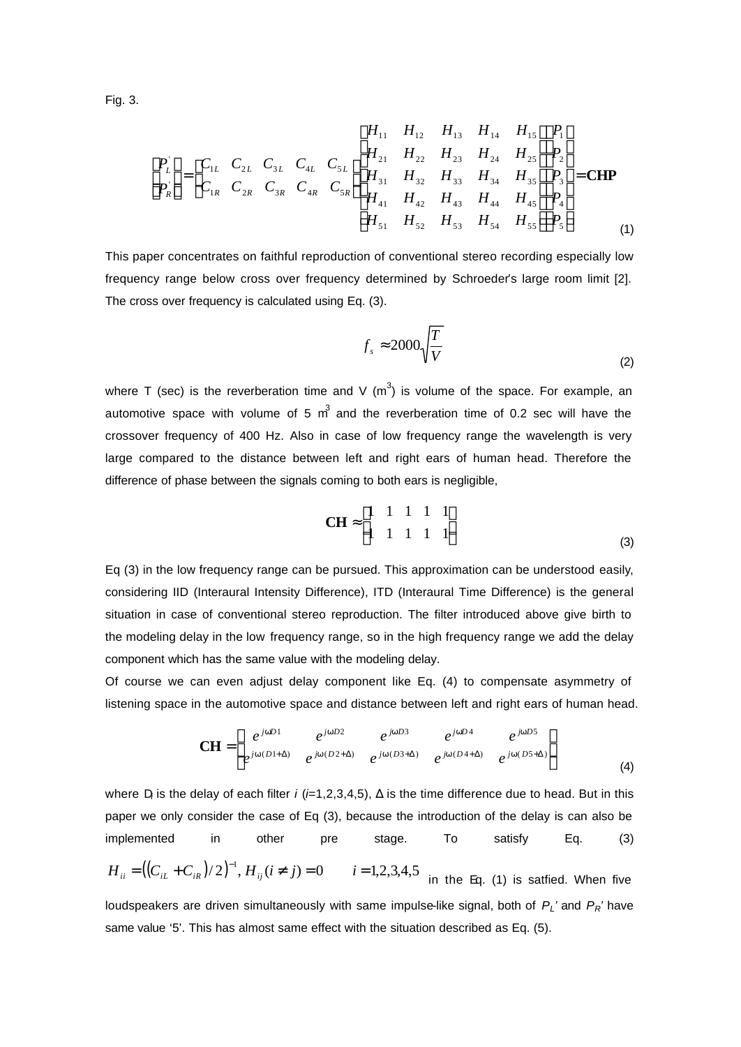Fig. 3.

$$\begin{bmatrix} P_L' \\ P_R' \end{bmatrix} = \begin{bmatrix} C_{1L} & C_{2L} & C_{3L} & C_{4L} & C_{5L} \\ C_{1R} & C_{2R} & C_{3R} & C_{4R} & C_{5R} \end{bmatrix} \begin{bmatrix} H_{11} & H_{12} & H_{13} & H_{14} & H_{15} \\ H_{21} & H_{22} & H_{23} & H_{24} & H_{25} \\ H_{31} & H_{32} & H_{33} & H_{34} & H_{35} \\ H_{41} & H_{42} & H_{43} & H_{44} & H_{45} \\ H_{51} & H_{52} & H_{53} & H_{54} & H_{55} \end{bmatrix} \begin{bmatrix} P_1 \\ P_2 \\ P_3 \\ P_4 \\ P_5 \end{bmatrix} = \mathbf{CHP} \tag{1}$$

This paper concentrates on faithful reproduction of conventional stereo recording especially low frequency range below cross over frequency determined by Schroeder's large room limit [2]. The cross over frequency is calculated using Eq. (3).

$$f_s \approx 2000\sqrt{\frac{T}{V}} \tag{2}$$

where T (sec) is the reverberation time and V (m$^3$) is volume of the space. For example, an automotive space with volume of 5 m$^3$ and the reverberation time of 0.2 sec will have the crossover frequency of 400 Hz. Also in case of low frequency range the wavelength is very large compared to the distance between left and right ears of human head. Therefore the difference of phase between the signals coming to both ears is negligible,

$$\mathbf{CH} \approx \begin{bmatrix} 1 & 1 & 1 & 1 & 1 \\ 1 & 1 & 1 & 1 & 1 \end{bmatrix} \tag{3}$$

Eq (3) in the low frequency range can be pursued. This approximation can be understood easily, considering IID (Interaural Intensity Difference), ITD (Interaural Time Difference) is the general situation in case of conventional stereo reproduction. The filter introduced above give birth to the modeling delay in the low frequency range, so in the high frequency range we add the delay component which has the same value with the modeling delay.

Of course we can even adjust delay component like Eq. (4) to compensate asymmetry of listening space in the automotive space and distance between left and right ears of human head.

$$\mathbf{CH} = \begin{bmatrix} e^{j\omega D1} & e^{j\omega D2} & e^{j\omega D3} & e^{j\omega D4} & e^{j\omega D5} \\ e^{j\omega(D1+\Delta)} & e^{j\omega(D2+\Delta)} & e^{j\omega(D3+\Delta)} & e^{j\omega(D4+\Delta)} & e^{j\omega(D5+\Delta)} \end{bmatrix} \tag{4}$$

where $D_i$ is the delay of each filter $i$ ($i$=1,2,3,4,5), Δ is the time difference due to head. But in this paper we only consider the case of Eq (3), because the introduction of the delay is can also be implemented in other pre stage. To satisfy Eq. (3) $H_{ii} = \left((C_{iL} + C_{iR})/2\right)^{-1}, H_{ij}(i \neq j) = 0 \quad i = 1,2,3,4,5$ in the Eq. (1) is satfied. When five loudspeakers are driven simultaneously with same impulse-like signal, both of $P_L'$ and $P_R'$ have same value '5'. This has almost same effect with the situation described as Eq. (5).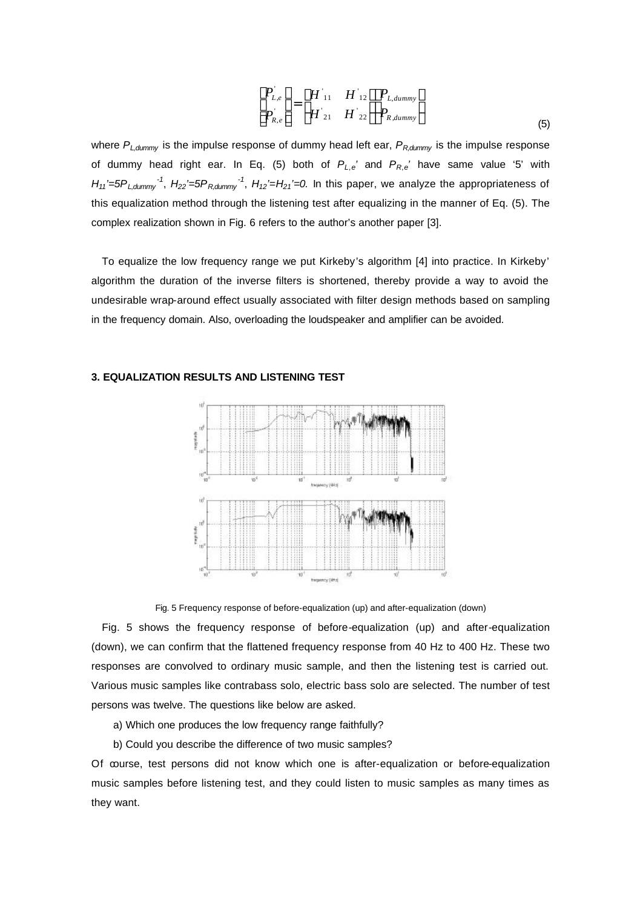$$\begin{bmatrix} P'_{L,e} \\ P'_{R,e} \end{bmatrix} = \begin{bmatrix} H'_{11} & H'_{12} \\ H'_{21} & H'_{22} \end{bmatrix} \begin{bmatrix} P_{L,dummy} \\ P_{R,dummy} \end{bmatrix} \tag{5}$$

where $P_{L,dummy}$ is the impulse response of dummy head left ear, $P_{R,dummy}$ is the impulse response of dummy head right ear. In Eq. (5) both of $P_{L,e}'$ and $P_{R,e}'$ have same value '5' with $H_{11}'=5P_{L,dummy}^{-1}$, $H_{22}'=5P_{R,dummy}^{-1}$, $H_{12}'=H_{21}'=0$. In this paper, we analyze the appropriateness of this equalization method through the listening test after equalizing in the manner of Eq. (5). The complex realization shown in Fig. 6 refers to the author's another paper [3].

To equalize the low frequency range we put Kirkeby's algorithm [4] into practice. In Kirkeby' algorithm the duration of the inverse filters is shortened, thereby provide a way to avoid the undesirable wrap-around effect usually associated with filter design methods based on sampling in the frequency domain. Also, overloading the loudspeaker and amplifier can be avoided.

## 3. EQUALIZATION RESULTS AND LISTENING TEST

Fig. 5 Frequency response of before-equalization (up) and after-equalization (down)

Fig. 5 shows the frequency response of before-equalization (up) and after-equalization (down), we can confirm that the flattened frequency response from 40 Hz to 400 Hz. These two responses are convolved to ordinary music sample, and then the listening test is carried out. Various music samples like contrabass solo, electric bass solo are selected. The number of test persons was twelve. The questions like below are asked.

a) Which one produces the low frequency range faithfully?

b) Could you describe the difference of two music samples?

Of course, test persons did not know which one is after-equalization or before-equalization music samples before listening test, and they could listen to music samples as many times as they want.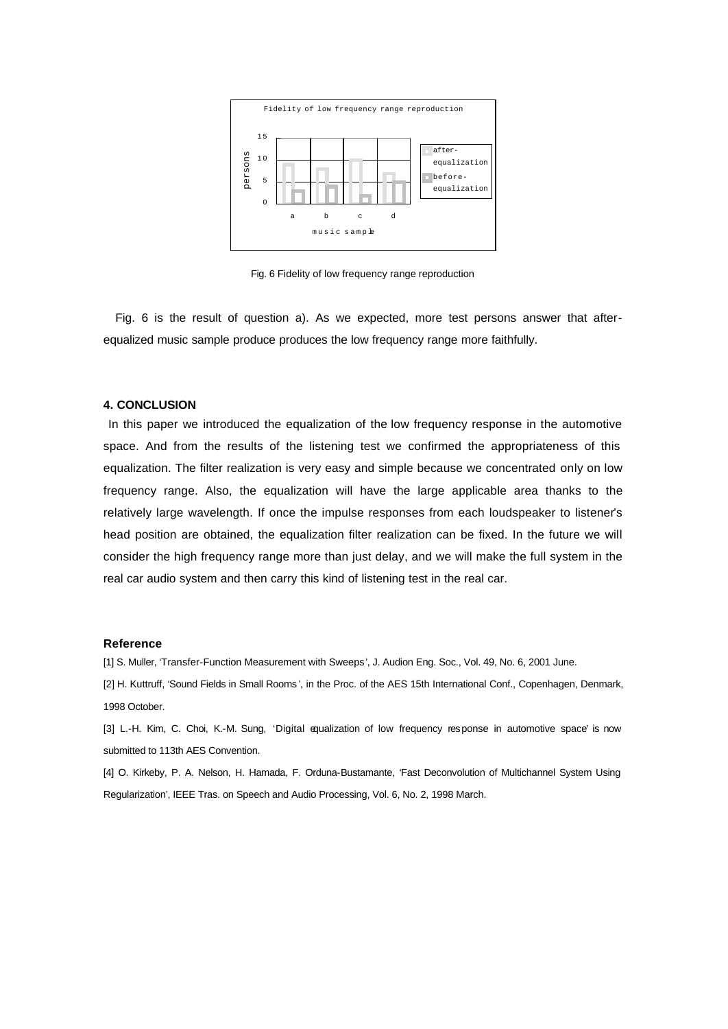Fidelity of low frequency range reproduction

15

10

5

0

persons

a b c d

music sample

after-equalization

before-equalization

Fig. 6 Fidelity of low frequency range reproduction

Fig. 6 is the result of question a). As we expected, more test persons answer that after-equalized music sample produce produces the low frequency range more faithfully.

#### 4. CONCLUSION

In this paper we introduced the equalization of the low frequency response in the automotive space. And from the results of the listening test we confirmed the appropriateness of this equalization. The filter realization is very easy and simple because we concentrated only on low frequency range. Also, the equalization will have the large applicable area thanks to the relatively large wavelength. If once the impulse responses from each loudspeaker to listener's head position are obtained, the equalization filter realization can be fixed. In the future we will consider the high frequency range more than just delay, and we will make the full system in the real car audio system and then carry this kind of listening test in the real car.

#### Reference

[1] S. Muller, 'Transfer-Function Measurement with Sweeps', J. Audion Eng. Soc., Vol. 49, No. 6, 2001 June.

[2] H. Kuttruff, 'Sound Fields in Small Rooms', in the Proc. of the AES 15th International Conf., Copenhagen, Denmark, 1998 October.

[3] L.-H. Kim, C. Choi, K.-M. Sung, 'Digital equalization of low frequency response in automotive space' is now submitted to 113th AES Convention.

[4] O. Kirkeby, P. A. Nelson, H. Hamada, F. Orduna-Bustamante, 'Fast Deconvolution of Multichannel System Using Regularization', IEEE Tras. on Speech and Audio Processing, Vol. 6, No. 2, 1998 March.